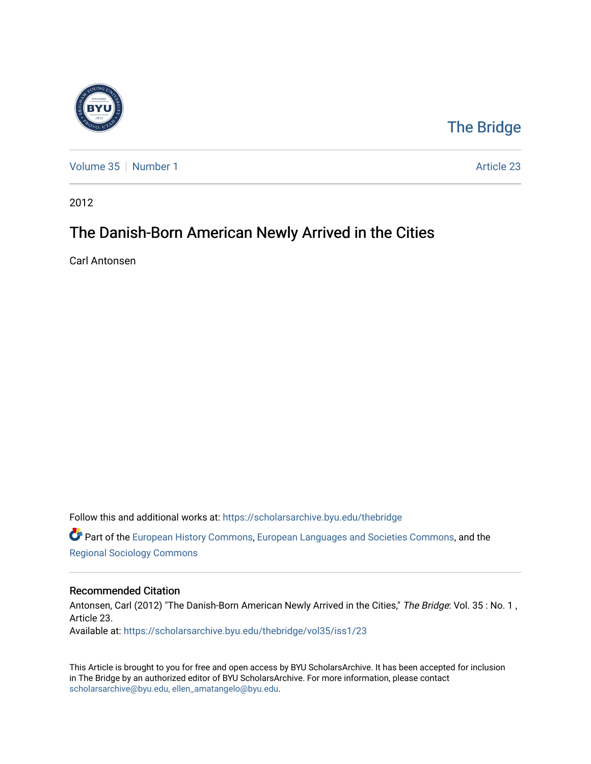The Bridge

Volume 35 | Number 1 | Article 23

2012

# The Danish-Born American Newly Arrived in the Cities

Carl Antonsen

Follow this and additional works at: https://scholarsarchive.byu.edu/thebridge

Part of the European History Commons, European Languages and Societies Commons, and the Regional Sociology Commons

## Recommended Citation

Antonsen, Carl (2012) "The Danish-Born American Newly Arrived in the Cities," *The Bridge*: Vol. 35 : No. 1 , Article 23.

Available at: https://scholarsarchive.byu.edu/thebridge/vol35/iss1/23

This Article is brought to you for free and open access by BYU ScholarsArchive. It has been accepted for inclusion in The Bridge by an authorized editor of BYU ScholarsArchive. For more information, please contact scholarsarchive@byu.edu, ellen_amatangelo@byu.edu.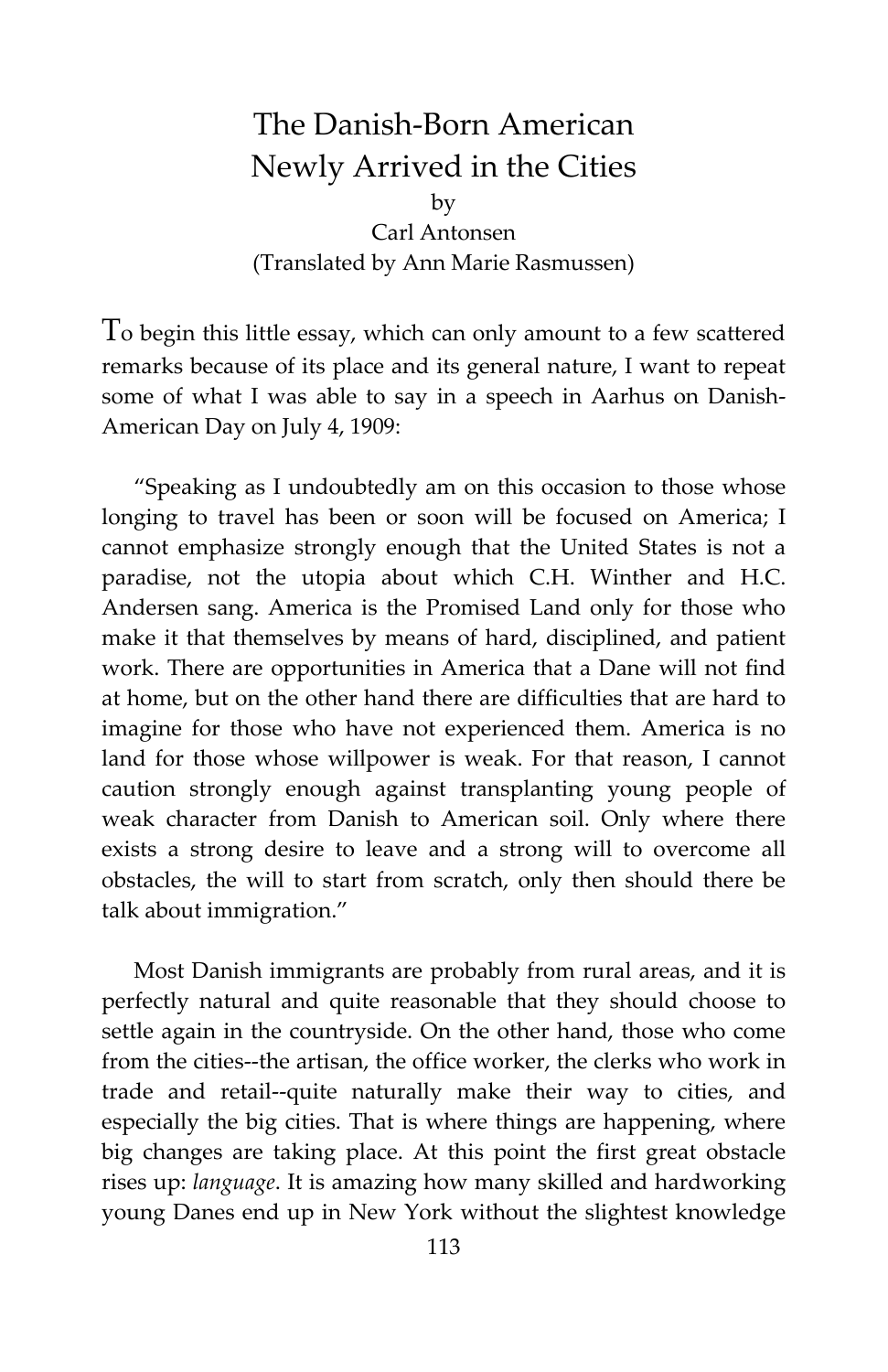# The Danish-Born American Newly Arrived in the Cities

by

Carl Antonsen

(Translated by Ann Marie Rasmussen)

To begin this little essay, which can only amount to a few scattered remarks because of its place and its general nature, I want to repeat some of what I was able to say in a speech in Aarhus on Danish-American Day on July 4, 1909:

"Speaking as I undoubtedly am on this occasion to those whose longing to travel has been or soon will be focused on America; I cannot emphasize strongly enough that the United States is not a paradise, not the utopia about which C.H. Winther and H.C. Andersen sang. America is the Promised Land only for those who make it that themselves by means of hard, disciplined, and patient work. There are opportunities in America that a Dane will not find at home, but on the other hand there are difficulties that are hard to imagine for those who have not experienced them. America is no land for those whose willpower is weak. For that reason, I cannot caution strongly enough against transplanting young people of weak character from Danish to American soil. Only where there exists a strong desire to leave and a strong will to overcome all obstacles, the will to start from scratch, only then should there be talk about immigration."

Most Danish immigrants are probably from rural areas, and it is perfectly natural and quite reasonable that they should choose to settle again in the countryside. On the other hand, those who come from the cities--the artisan, the office worker, the clerks who work in trade and retail--quite naturally make their way to cities, and especially the big cities. That is where things are happening, where big changes are taking place. At this point the first great obstacle rises up: *language*. It is amazing how many skilled and hardworking young Danes end up in New York without the slightest knowledge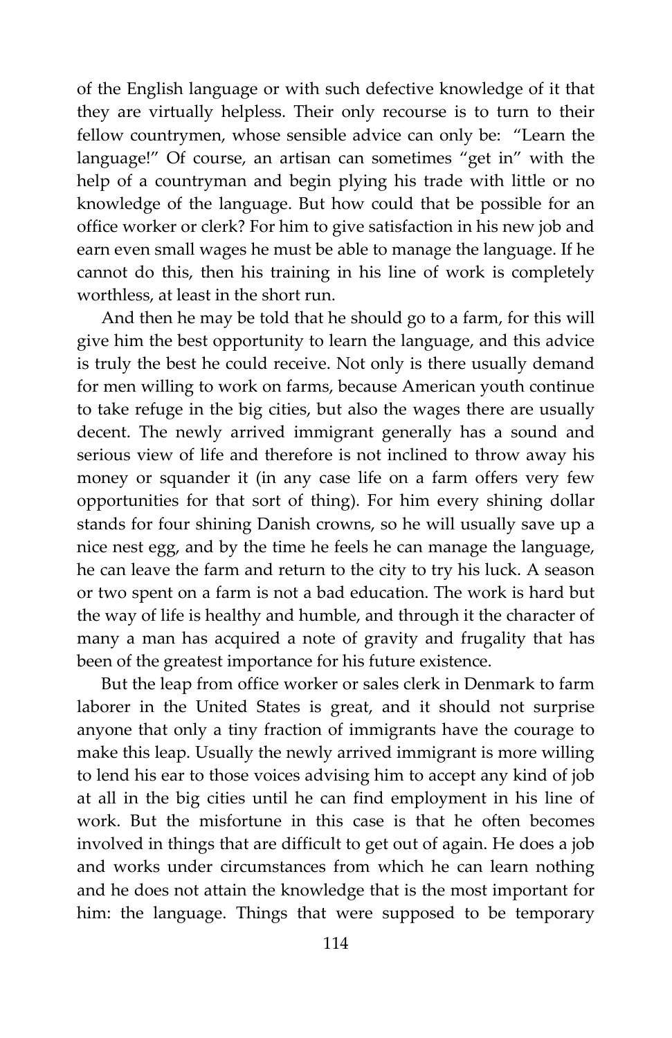of the English language or with such defective knowledge of it that they are virtually helpless. Their only recourse is to turn to their fellow countrymen, whose sensible advice can only be: "Learn the language!" Of course, an artisan can sometimes "get in" with the help of a countryman and begin plying his trade with little or no knowledge of the language. But how could that be possible for an office worker or clerk? For him to give satisfaction in his new job and earn even small wages he must be able to manage the language. If he cannot do this, then his training in his line of work is completely worthless, at least in the short run.

And then he may be told that he should go to a farm, for this will give him the best opportunity to learn the language, and this advice is truly the best he could receive. Not only is there usually demand for men willing to work on farms, because American youth continue to take refuge in the big cities, but also the wages there are usually decent. The newly arrived immigrant generally has a sound and serious view of life and therefore is not inclined to throw away his money or squander it (in any case life on a farm offers very few opportunities for that sort of thing). For him every shining dollar stands for four shining Danish crowns, so he will usually save up a nice nest egg, and by the time he feels he can manage the language, he can leave the farm and return to the city to try his luck. A season or two spent on a farm is not a bad education. The work is hard but the way of life is healthy and humble, and through it the character of many a man has acquired a note of gravity and frugality that has been of the greatest importance for his future existence.

But the leap from office worker or sales clerk in Denmark to farm laborer in the United States is great, and it should not surprise anyone that only a tiny fraction of immigrants have the courage to make this leap. Usually the newly arrived immigrant is more willing to lend his ear to those voices advising him to accept any kind of job at all in the big cities until he can find employment in his line of work. But the misfortune in this case is that he often becomes involved in things that are difficult to get out of again. He does a job and works under circumstances from which he can learn nothing and he does not attain the knowledge that is the most important for him: the language. Things that were supposed to be temporary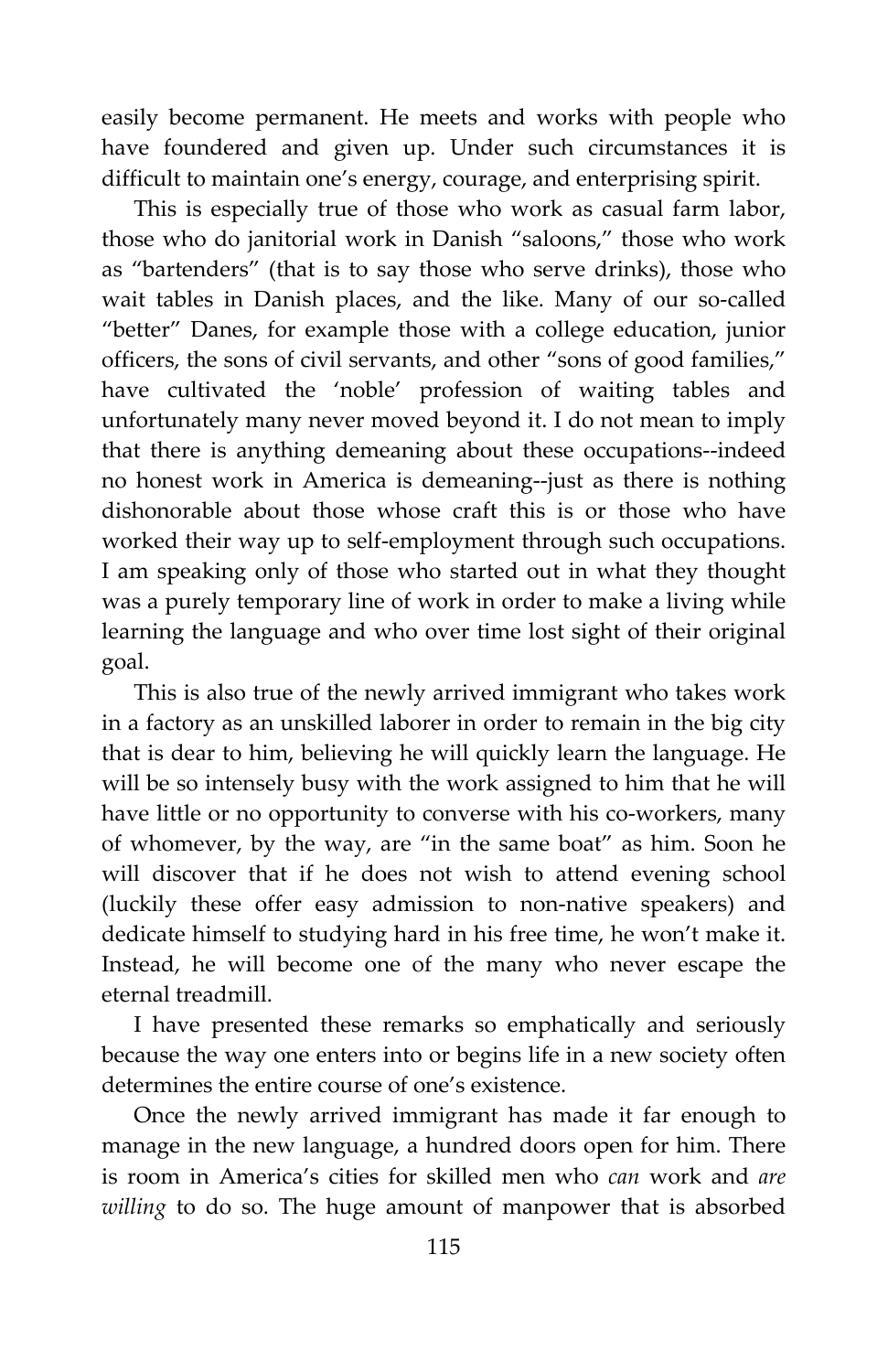easily become permanent. He meets and works with people who have foundered and given up. Under such circumstances it is difficult to maintain one's energy, courage, and enterprising spirit.

This is especially true of those who work as casual farm labor, those who do janitorial work in Danish "saloons," those who work as "bartenders" (that is to say those who serve drinks), those who wait tables in Danish places, and the like. Many of our so-called "better" Danes, for example those with a college education, junior officers, the sons of civil servants, and other "sons of good families," have cultivated the 'noble' profession of waiting tables and unfortunately many never moved beyond it. I do not mean to imply that there is anything demeaning about these occupations--indeed no honest work in America is demeaning--just as there is nothing dishonorable about those whose craft this is or those who have worked their way up to self-employment through such occupations. I am speaking only of those who started out in what they thought was a purely temporary line of work in order to make a living while learning the language and who over time lost sight of their original goal.

This is also true of the newly arrived immigrant who takes work in a factory as an unskilled laborer in order to remain in the big city that is dear to him, believing he will quickly learn the language. He will be so intensely busy with the work assigned to him that he will have little or no opportunity to converse with his co-workers, many of whomever, by the way, are "in the same boat" as him. Soon he will discover that if he does not wish to attend evening school (luckily these offer easy admission to non-native speakers) and dedicate himself to studying hard in his free time, he won't make it. Instead, he will become one of the many who never escape the eternal treadmill.

I have presented these remarks so emphatically and seriously because the way one enters into or begins life in a new society often determines the entire course of one's existence.

Once the newly arrived immigrant has made it far enough to manage in the new language, a hundred doors open for him. There is room in America's cities for skilled men who *can* work and *are willing* to do so. The huge amount of manpower that is absorbed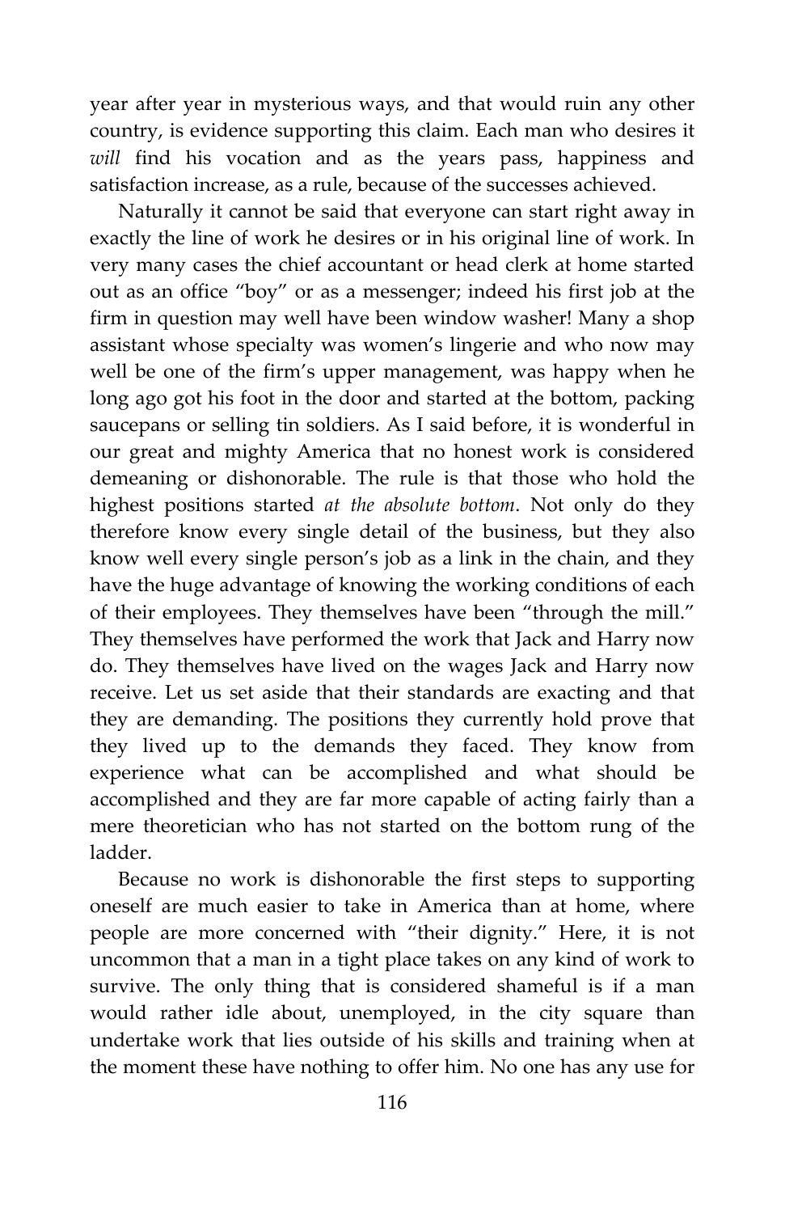year after year in mysterious ways, and that would ruin any other country, is evidence supporting this claim. Each man who desires it *will* find his vocation and as the years pass, happiness and satisfaction increase, as a rule, because of the successes achieved.

Naturally it cannot be said that everyone can start right away in exactly the line of work he desires or in his original line of work. In very many cases the chief accountant or head clerk at home started out as an office "boy" or as a messenger; indeed his first job at the firm in question may well have been window washer! Many a shop assistant whose specialty was women's lingerie and who now may well be one of the firm's upper management, was happy when he long ago got his foot in the door and started at the bottom, packing saucepans or selling tin soldiers. As I said before, it is wonderful in our great and mighty America that no honest work is considered demeaning or dishonorable. The rule is that those who hold the highest positions started *at the absolute bottom*. Not only do they therefore know every single detail of the business, but they also know well every single person's job as a link in the chain, and they have the huge advantage of knowing the working conditions of each of their employees. They themselves have been "through the mill." They themselves have performed the work that Jack and Harry now do. They themselves have lived on the wages Jack and Harry now receive. Let us set aside that their standards are exacting and that they are demanding. The positions they currently hold prove that they lived up to the demands they faced. They know from experience what can be accomplished and what should be accomplished and they are far more capable of acting fairly than a mere theoretician who has not started on the bottom rung of the ladder.

Because no work is dishonorable the first steps to supporting oneself are much easier to take in America than at home, where people are more concerned with "their dignity." Here, it is not uncommon that a man in a tight place takes on any kind of work to survive. The only thing that is considered shameful is if a man would rather idle about, unemployed, in the city square than undertake work that lies outside of his skills and training when at the moment these have nothing to offer him. No one has any use for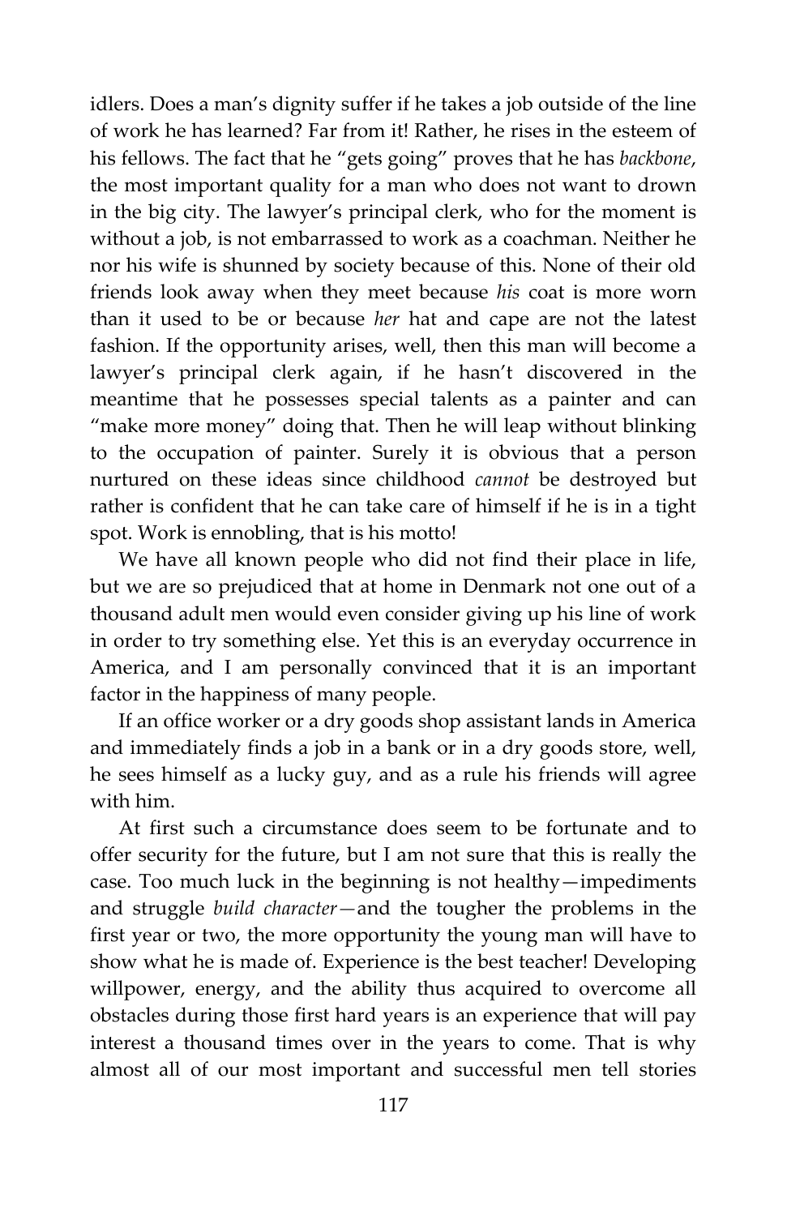idlers. Does a man's dignity suffer if he takes a job outside of the line of work he has learned? Far from it! Rather, he rises in the esteem of his fellows. The fact that he "gets going" proves that he has *backbone*, the most important quality for a man who does not want to drown in the big city. The lawyer's principal clerk, who for the moment is without a job, is not embarrassed to work as a coachman. Neither he nor his wife is shunned by society because of this. None of their old friends look away when they meet because *his* coat is more worn than it used to be or because *her* hat and cape are not the latest fashion. If the opportunity arises, well, then this man will become a lawyer's principal clerk again, if he hasn't discovered in the meantime that he possesses special talents as a painter and can "make more money" doing that. Then he will leap without blinking to the occupation of painter. Surely it is obvious that a person nurtured on these ideas since childhood *cannot* be destroyed but rather is confident that he can take care of himself if he is in a tight spot. Work is ennobling, that is his motto!

We have all known people who did not find their place in life, but we are so prejudiced that at home in Denmark not one out of a thousand adult men would even consider giving up his line of work in order to try something else. Yet this is an everyday occurrence in America, and I am personally convinced that it is an important factor in the happiness of many people.

If an office worker or a dry goods shop assistant lands in America and immediately finds a job in a bank or in a dry goods store, well, he sees himself as a lucky guy, and as a rule his friends will agree with him.

At first such a circumstance does seem to be fortunate and to offer security for the future, but I am not sure that this is really the case. Too much luck in the beginning is not healthy—impediments and struggle *build character*—and the tougher the problems in the first year or two, the more opportunity the young man will have to show what he is made of. Experience is the best teacher! Developing willpower, energy, and the ability thus acquired to overcome all obstacles during those first hard years is an experience that will pay interest a thousand times over in the years to come. That is why almost all of our most important and successful men tell stories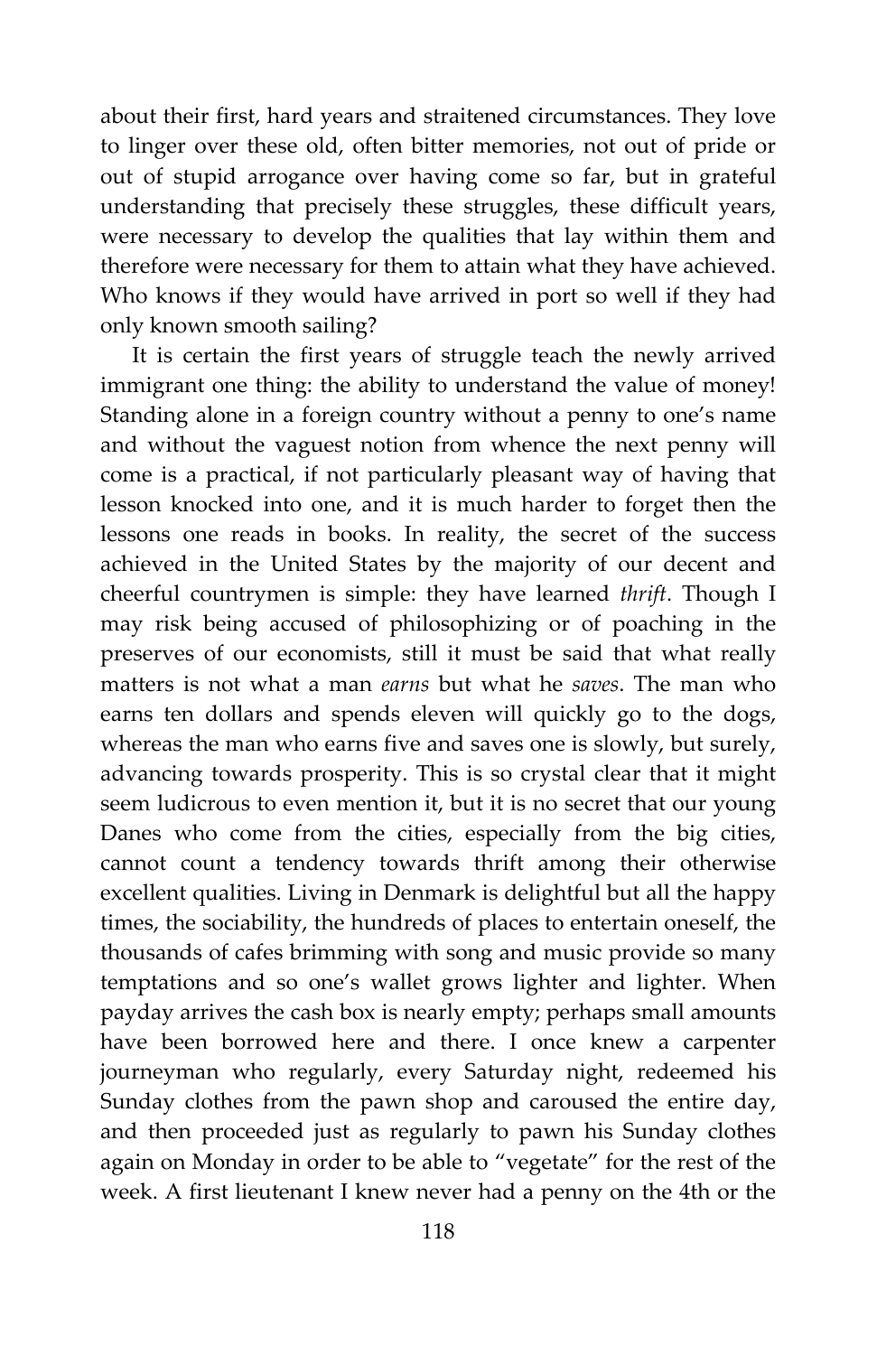about their first, hard years and straitened circumstances. They love to linger over these old, often bitter memories, not out of pride or out of stupid arrogance over having come so far, but in grateful understanding that precisely these struggles, these difficult years, were necessary to develop the qualities that lay within them and therefore were necessary for them to attain what they have achieved. Who knows if they would have arrived in port so well if they had only known smooth sailing?

It is certain the first years of struggle teach the newly arrived immigrant one thing: the ability to understand the value of money! Standing alone in a foreign country without a penny to one's name and without the vaguest notion from whence the next penny will come is a practical, if not particularly pleasant way of having that lesson knocked into one, and it is much harder to forget then the lessons one reads in books. In reality, the secret of the success achieved in the United States by the majority of our decent and cheerful countrymen is simple: they have learned *thrift*. Though I may risk being accused of philosophizing or of poaching in the preserves of our economists, still it must be said that what really matters is not what a man *earns* but what he *saves*. The man who earns ten dollars and spends eleven will quickly go to the dogs, whereas the man who earns five and saves one is slowly, but surely, advancing towards prosperity. This is so crystal clear that it might seem ludicrous to even mention it, but it is no secret that our young Danes who come from the cities, especially from the big cities, cannot count a tendency towards thrift among their otherwise excellent qualities. Living in Denmark is delightful but all the happy times, the sociability, the hundreds of places to entertain oneself, the thousands of cafes brimming with song and music provide so many temptations and so one's wallet grows lighter and lighter. When payday arrives the cash box is nearly empty; perhaps small amounts have been borrowed here and there. I once knew a carpenter journeyman who regularly, every Saturday night, redeemed his Sunday clothes from the pawn shop and caroused the entire day, and then proceeded just as regularly to pawn his Sunday clothes again on Monday in order to be able to "vegetate" for the rest of the week. A first lieutenant I knew never had a penny on the 4th or the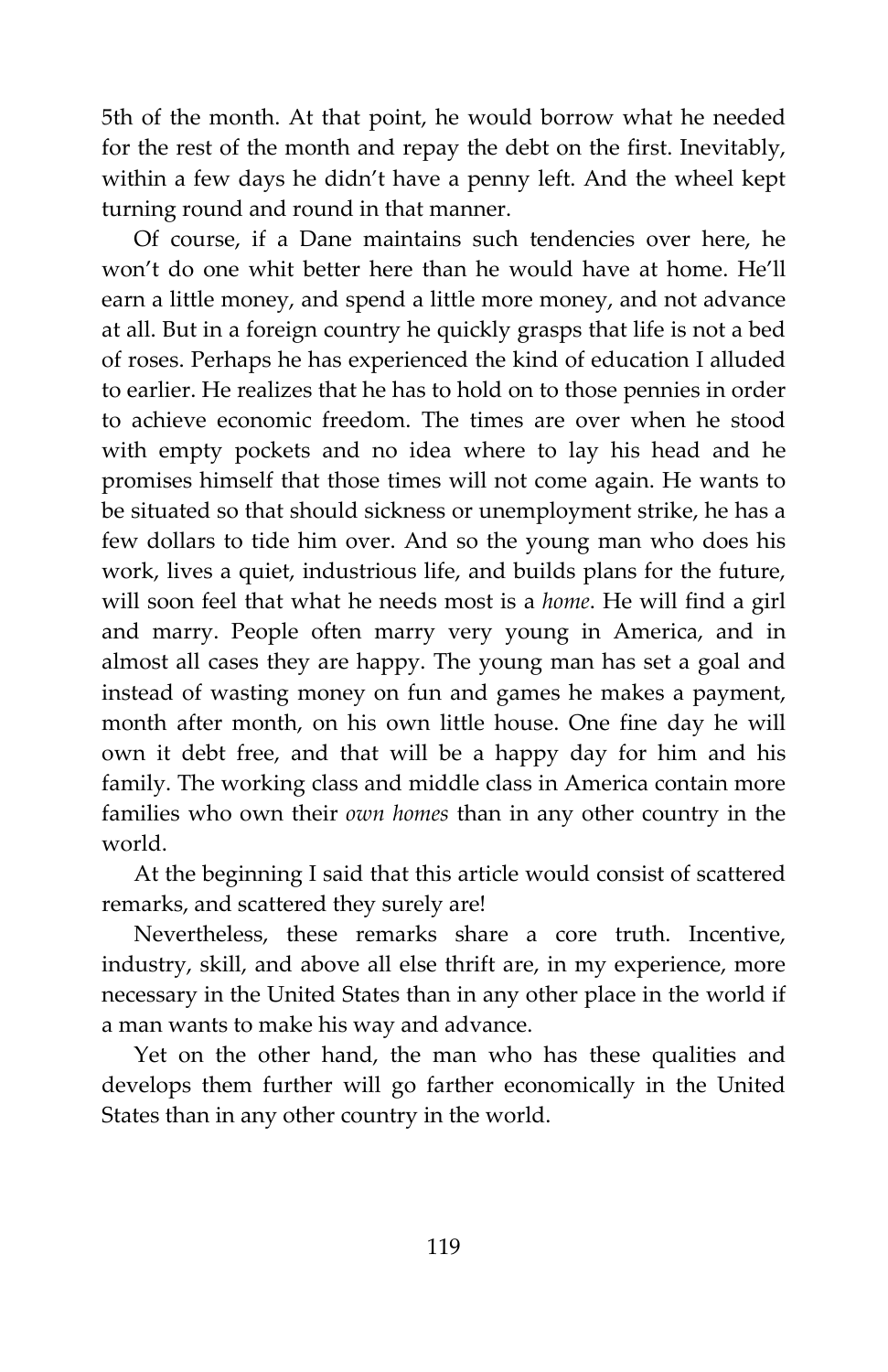5th of the month. At that point, he would borrow what he needed for the rest of the month and repay the debt on the first. Inevitably, within a few days he didn't have a penny left. And the wheel kept turning round and round in that manner.

Of course, if a Dane maintains such tendencies over here, he won't do one whit better here than he would have at home. He'll earn a little money, and spend a little more money, and not advance at all. But in a foreign country he quickly grasps that life is not a bed of roses. Perhaps he has experienced the kind of education I alluded to earlier. He realizes that he has to hold on to those pennies in order to achieve economic freedom. The times are over when he stood with empty pockets and no idea where to lay his head and he promises himself that those times will not come again. He wants to be situated so that should sickness or unemployment strike, he has a few dollars to tide him over. And so the young man who does his work, lives a quiet, industrious life, and builds plans for the future, will soon feel that what he needs most is a *home*. He will find a girl and marry. People often marry very young in America, and in almost all cases they are happy. The young man has set a goal and instead of wasting money on fun and games he makes a payment, month after month, on his own little house. One fine day he will own it debt free, and that will be a happy day for him and his family. The working class and middle class in America contain more families who own their *own homes* than in any other country in the world.

At the beginning I said that this article would consist of scattered remarks, and scattered they surely are!

Nevertheless, these remarks share a core truth. Incentive, industry, skill, and above all else thrift are, in my experience, more necessary in the United States than in any other place in the world if a man wants to make his way and advance.

Yet on the other hand, the man who has these qualities and develops them further will go farther economically in the United States than in any other country in the world.